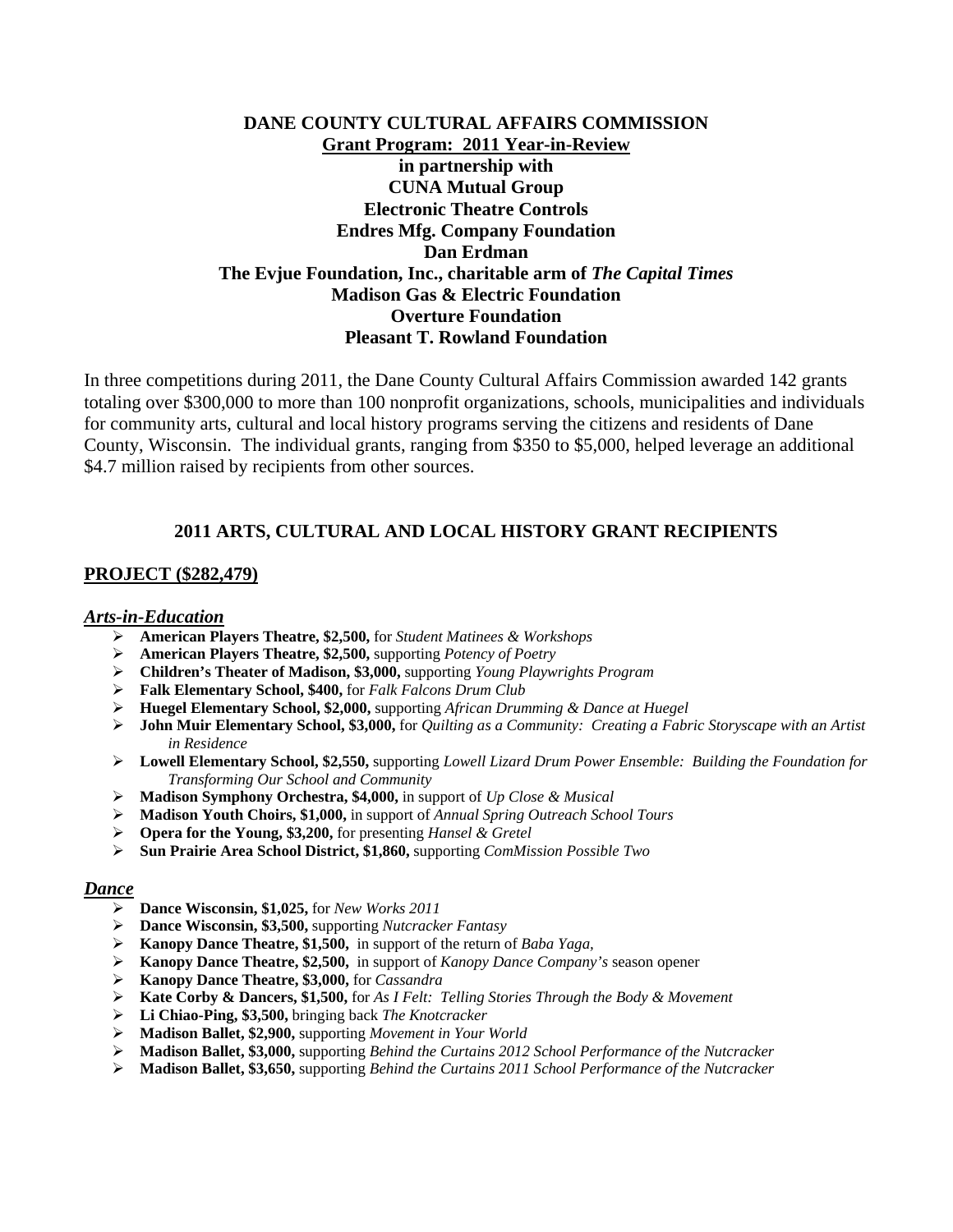**DANE COUNTY CULTURAL AFFAIRS COMMISSION**
**Grant Program: 2011 Year-in-Review**
**in partnership with**
**CUNA Mutual Group**
**Electronic Theatre Controls**
**Endres Mfg. Company Foundation**
**Dan Erdman**
**The Evjue Foundation, Inc., charitable arm of *The Capital Times***
**Madison Gas & Electric Foundation**
**Overture Foundation**
**Pleasant T. Rowland Foundation**

In three competitions during 2011, the Dane County Cultural Affairs Commission awarded 142 grants totaling over $300,000 to more than 100 nonprofit organizations, schools, municipalities and individuals for community arts, cultural and local history programs serving the citizens and residents of Dane County, Wisconsin. The individual grants, ranging from $350 to $5,000, helped leverage an additional $4.7 million raised by recipients from other sources.

## 2011 ARTS, CULTURAL AND LOCAL HISTORY GRANT RECIPIENTS

## PROJECT ($282,479)

### *Arts-in-Education*

- **American Players Theatre, $2,500,** for *Student Matinees & Workshops*
- **American Players Theatre, $2,500,** supporting *Potency of Poetry*
- **Children's Theater of Madison, $3,000,** supporting *Young Playwrights Program*
- **Falk Elementary School, $400,** for *Falk Falcons Drum Club*
- **Huegel Elementary School, $2,000,** supporting *African Drumming & Dance at Huegel*
- **John Muir Elementary School, $3,000,** for *Quilting as a Community: Creating a Fabric Storyscape with an Artist in Residence*
- **Lowell Elementary School, $2,550,** supporting *Lowell Lizard Drum Power Ensemble: Building the Foundation for Transforming Our School and Community*
- **Madison Symphony Orchestra, $4,000,** in support of *Up Close & Musical*
- **Madison Youth Choirs, $1,000,** in support of *Annual Spring Outreach School Tours*
- **Opera for the Young, $3,200,** for presenting *Hansel & Gretel*
- **Sun Prairie Area School District, $1,860,** supporting *ComMission Possible Two*

### *Dance*

- **Dance Wisconsin, $1,025,** for *New Works 2011*
- **Dance Wisconsin, $3,500,** supporting *Nutcracker Fantasy*
- **Kanopy Dance Theatre, $1,500,** in support of the return of *Baba Yaga,*
- **Kanopy Dance Theatre, $2,500,** in support of *Kanopy Dance Company's* season opener
- **Kanopy Dance Theatre, $3,000,** for *Cassandra*
- **Kate Corby & Dancers, $1,500,** for *As I Felt: Telling Stories Through the Body & Movement*
- **Li Chiao-Ping, $3,500,** bringing back *The Knotcracker*
- **Madison Ballet, $2,900,** supporting *Movement in Your World*
- **Madison Ballet, $3,000,** supporting *Behind the Curtains 2012 School Performance of the Nutcracker*
- **Madison Ballet, $3,650,** supporting *Behind the Curtains 2011 School Performance of the Nutcracker*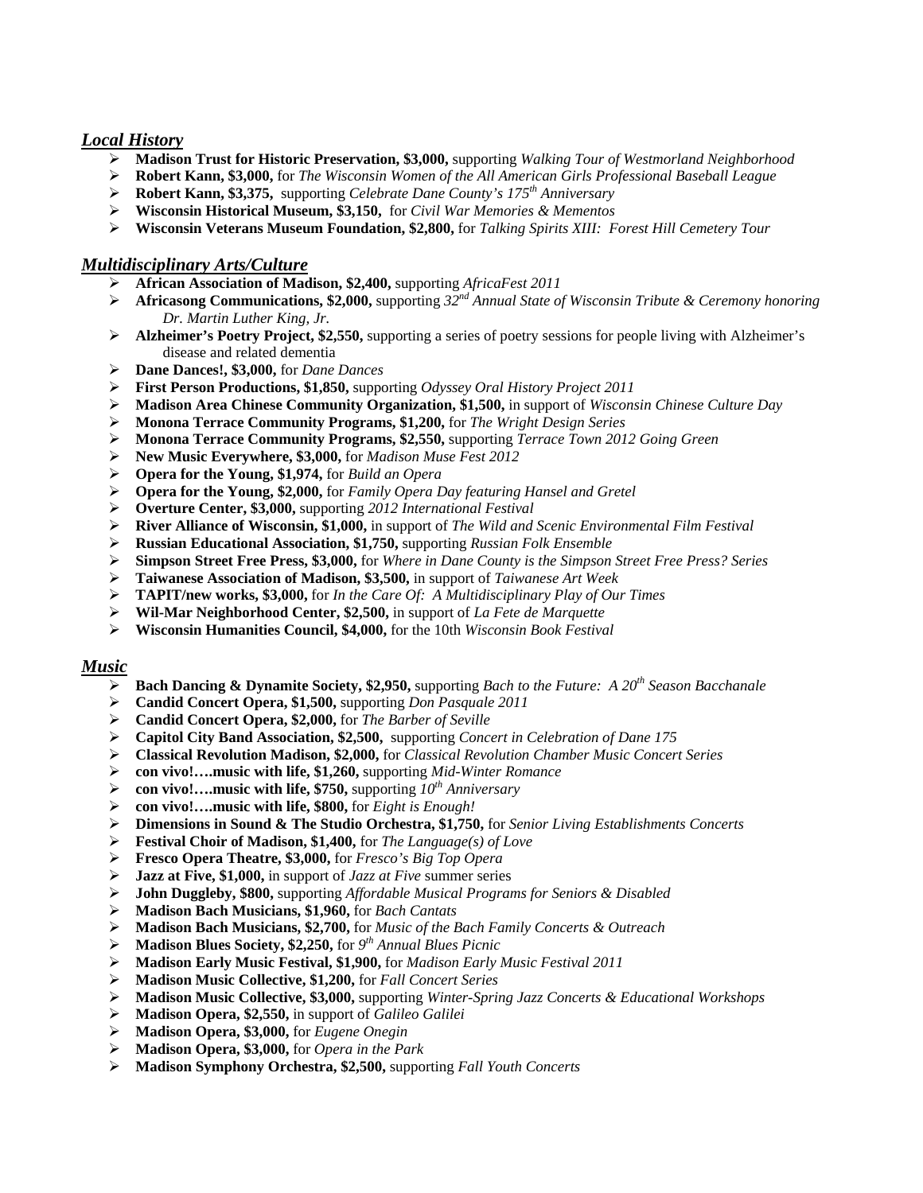## *Local History*

- **Madison Trust for Historic Preservation, \$3,000,** supporting *Walking Tour of Westmorland Neighborhood*
- **Robert Kann, \$3,000,** for *The Wisconsin Women of the All American Girls Professional Baseball League*
- **Robert Kann, \$3,375,** supporting *Celebrate Dane County's 175th Anniversary*
- **Wisconsin Historical Museum, \$3,150,** for *Civil War Memories & Mementos*
- **Wisconsin Veterans Museum Foundation, \$2,800,** for *Talking Spirits XIII: Forest Hill Cemetery Tour*

## *Multidisciplinary Arts/Culture*

- **African Association of Madison, \$2,400,** supporting *AfricaFest 2011*
- **Africasong Communications, \$2,000,** supporting *32nd Annual State of Wisconsin Tribute & Ceremony honoring Dr. Martin Luther King, Jr.*
- **Alzheimer's Poetry Project, \$2,550,** supporting a series of poetry sessions for people living with Alzheimer's disease and related dementia
- **Dane Dances!, \$3,000,** for *Dane Dances*
- **First Person Productions, \$1,850,** supporting *Odyssey Oral History Project 2011*
- **Madison Area Chinese Community Organization, \$1,500,** in support of *Wisconsin Chinese Culture Day*
- **Monona Terrace Community Programs, \$1,200,** for *The Wright Design Series*
- **Monona Terrace Community Programs, \$2,550,** supporting *Terrace Town 2012 Going Green*
- **New Music Everywhere, \$3,000,** for *Madison Muse Fest 2012*
- **Opera for the Young, \$1,974,** for *Build an Opera*
- **Opera for the Young, \$2,000,** for *Family Opera Day featuring Hansel and Gretel*
- **Overture Center, \$3,000,** supporting *2012 International Festival*
- **River Alliance of Wisconsin, \$1,000,** in support of *The Wild and Scenic Environmental Film Festival*
- **Russian Educational Association, \$1,750,** supporting *Russian Folk Ensemble*
- **Simpson Street Free Press, \$3,000,** for *Where in Dane County is the Simpson Street Free Press? Series*
- **Taiwanese Association of Madison, \$3,500,** in support of *Taiwanese Art Week*
- **TAPIT/new works, \$3,000,** for *In the Care Of: A Multidisciplinary Play of Our Times*
- **Wil-Mar Neighborhood Center, \$2,500,** in support of *La Fete de Marquette*
- **Wisconsin Humanities Council, \$4,000,** for the 10th *Wisconsin Book Festival*

## *Music*

- **Bach Dancing & Dynamite Society, \$2,950,** supporting *Bach to the Future: A 20th Season Bacchanale*
- **Candid Concert Opera, \$1,500,** supporting *Don Pasquale 2011*
- **Candid Concert Opera, \$2,000,** for *The Barber of Seville*
- **Capitol City Band Association, \$2,500,** supporting *Concert in Celebration of Dane 175*
- **Classical Revolution Madison, \$2,000,** for *Classical Revolution Chamber Music Concert Series*
- **con vivo!….music with life, \$1,260,** supporting *Mid-Winter Romance*
- **con vivo!….music with life, \$750,** supporting *10th Anniversary*
- **con vivo!….music with life, \$800,** for *Eight is Enough!*
- **Dimensions in Sound & The Studio Orchestra, \$1,750,** for *Senior Living Establishments Concerts*
- **Festival Choir of Madison, \$1,400,** for *The Language(s) of Love*
- **Fresco Opera Theatre, \$3,000,** for *Fresco's Big Top Opera*
- **Jazz at Five, \$1,000,** in support of *Jazz at Five* summer series
- **John Duggleby, \$800,** supporting *Affordable Musical Programs for Seniors & Disabled*
- **Madison Bach Musicians, \$1,960,** for *Bach Cantats*
- **Madison Bach Musicians, \$2,700,** for *Music of the Bach Family Concerts & Outreach*
- **Madison Blues Society, \$2,250,** for *9th Annual Blues Picnic*
- **Madison Early Music Festival, \$1,900,** for *Madison Early Music Festival 2011*
- **Madison Music Collective, \$1,200,** for *Fall Concert Series*
- **Madison Music Collective, \$3,000,** supporting *Winter-Spring Jazz Concerts & Educational Workshops*
- **Madison Opera, \$2,550,** in support of *Galileo Galilei*
- **Madison Opera, \$3,000,** for *Eugene Onegin*
- **Madison Opera, \$3,000,** for *Opera in the Park*
- **Madison Symphony Orchestra, \$2,500,** supporting *Fall Youth Concerts*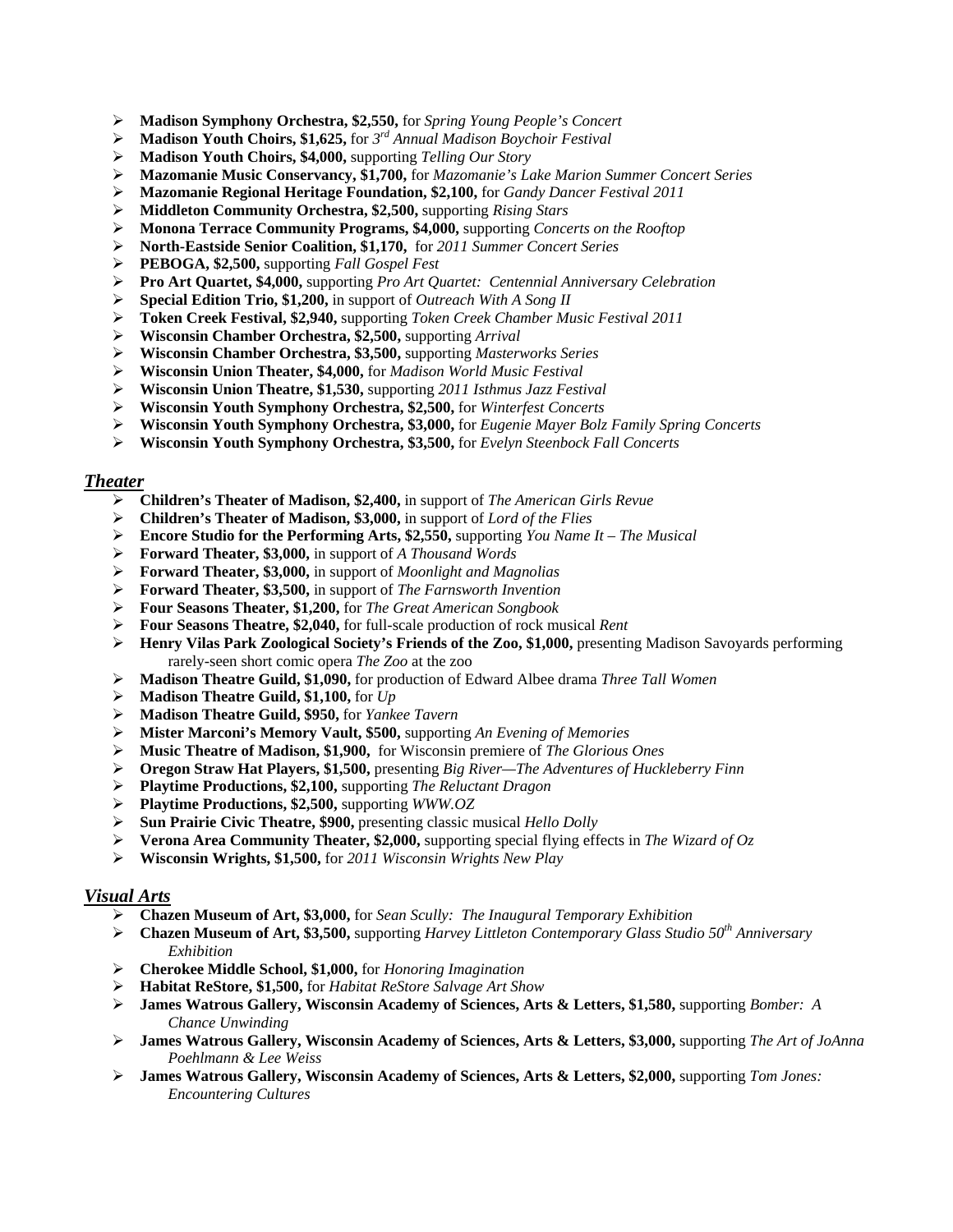- **Madison Symphony Orchestra, $2,550,** for *Spring Young People's Concert*
- **Madison Youth Choirs, $1,625,** for *3rd Annual Madison Boychoir Festival*
- **Madison Youth Choirs, $4,000,** supporting *Telling Our Story*
- **Mazomanie Music Conservancy, $1,700,** for *Mazomanie's Lake Marion Summer Concert Series*
- **Mazomanie Regional Heritage Foundation, $2,100,** for *Gandy Dancer Festival 2011*
- **Middleton Community Orchestra, $2,500,** supporting *Rising Stars*
- **Monona Terrace Community Programs, $4,000,** supporting *Concerts on the Rooftop*
- **North-Eastside Senior Coalition, $1,170,** for *2011 Summer Concert Series*
- **PEBOGA, $2,500,** supporting *Fall Gospel Fest*
- **Pro Art Quartet, $4,000,** supporting *Pro Art Quartet: Centennial Anniversary Celebration*
- **Special Edition Trio, $1,200,** in support of *Outreach With A Song II*
- **Token Creek Festival, $2,940,** supporting *Token Creek Chamber Music Festival 2011*
- **Wisconsin Chamber Orchestra, $2,500,** supporting *Arrival*
- **Wisconsin Chamber Orchestra, $3,500,** supporting *Masterworks Series*
- **Wisconsin Union Theater, $4,000,** for *Madison World Music Festival*
- **Wisconsin Union Theatre, $1,530,** supporting *2011 Isthmus Jazz Festival*
- **Wisconsin Youth Symphony Orchestra, $2,500,** for *Winterfest Concerts*
- **Wisconsin Youth Symphony Orchestra, $3,000,** for *Eugenie Mayer Bolz Family Spring Concerts*
- **Wisconsin Youth Symphony Orchestra, $3,500,** for *Evelyn Steenbock Fall Concerts*

## ***Theater***

- **Children's Theater of Madison, $2,400,** in support of *The American Girls Revue*
- **Children's Theater of Madison, $3,000,** in support of *Lord of the Flies*
- **Encore Studio for the Performing Arts, $2,550,** supporting *You Name It – The Musical*
- **Forward Theater, $3,000,** in support of *A Thousand Words*
- **Forward Theater, $3,000,** in support of *Moonlight and Magnolias*
- **Forward Theater, $3,500,** in support of *The Farnsworth Invention*
- **Four Seasons Theater, $1,200,** for *The Great American Songbook*
- **Four Seasons Theatre, $2,040,** for full-scale production of rock musical *Rent*
- **Henry Vilas Park Zoological Society's Friends of the Zoo, $1,000,** presenting Madison Savoyards performing rarely-seen short comic opera *The Zoo* at the zoo
- **Madison Theatre Guild, $1,090,** for production of Edward Albee drama *Three Tall Women*
- **Madison Theatre Guild, $1,100,** for *Up*
- **Madison Theatre Guild, $950,** for *Yankee Tavern*
- **Mister Marconi's Memory Vault, $500,** supporting *An Evening of Memories*
- **Music Theatre of Madison, $1,900,** for Wisconsin premiere of *The Glorious Ones*
- **Oregon Straw Hat Players, $1,500,** presenting *Big River—The Adventures of Huckleberry Finn*
- **Playtime Productions, $2,100,** supporting *The Reluctant Dragon*
- **Playtime Productions, $2,500,** supporting *WWW.OZ*
- **Sun Prairie Civic Theatre, $900,** presenting classic musical *Hello Dolly*
- **Verona Area Community Theater, $2,000,** supporting special flying effects in *The Wizard of Oz*
- **Wisconsin Wrights, $1,500,** for *2011 Wisconsin Wrights New Play*

## ***Visual Arts***

- **Chazen Museum of Art, $3,000,** for *Sean Scully: The Inaugural Temporary Exhibition*
- **Chazen Museum of Art, $3,500,** supporting *Harvey Littleton Contemporary Glass Studio 50th Anniversary Exhibition*
- **Cherokee Middle School, $1,000,** for *Honoring Imagination*
- **Habitat ReStore, $1,500,** for *Habitat ReStore Salvage Art Show*
- **James Watrous Gallery, Wisconsin Academy of Sciences, Arts & Letters, $1,580,** supporting *Bomber: A Chance Unwinding*
- **James Watrous Gallery, Wisconsin Academy of Sciences, Arts & Letters, $3,000,** supporting *The Art of JoAnna Poehlmann & Lee Weiss*
- **James Watrous Gallery, Wisconsin Academy of Sciences, Arts & Letters, $2,000,** supporting *Tom Jones: Encountering Cultures*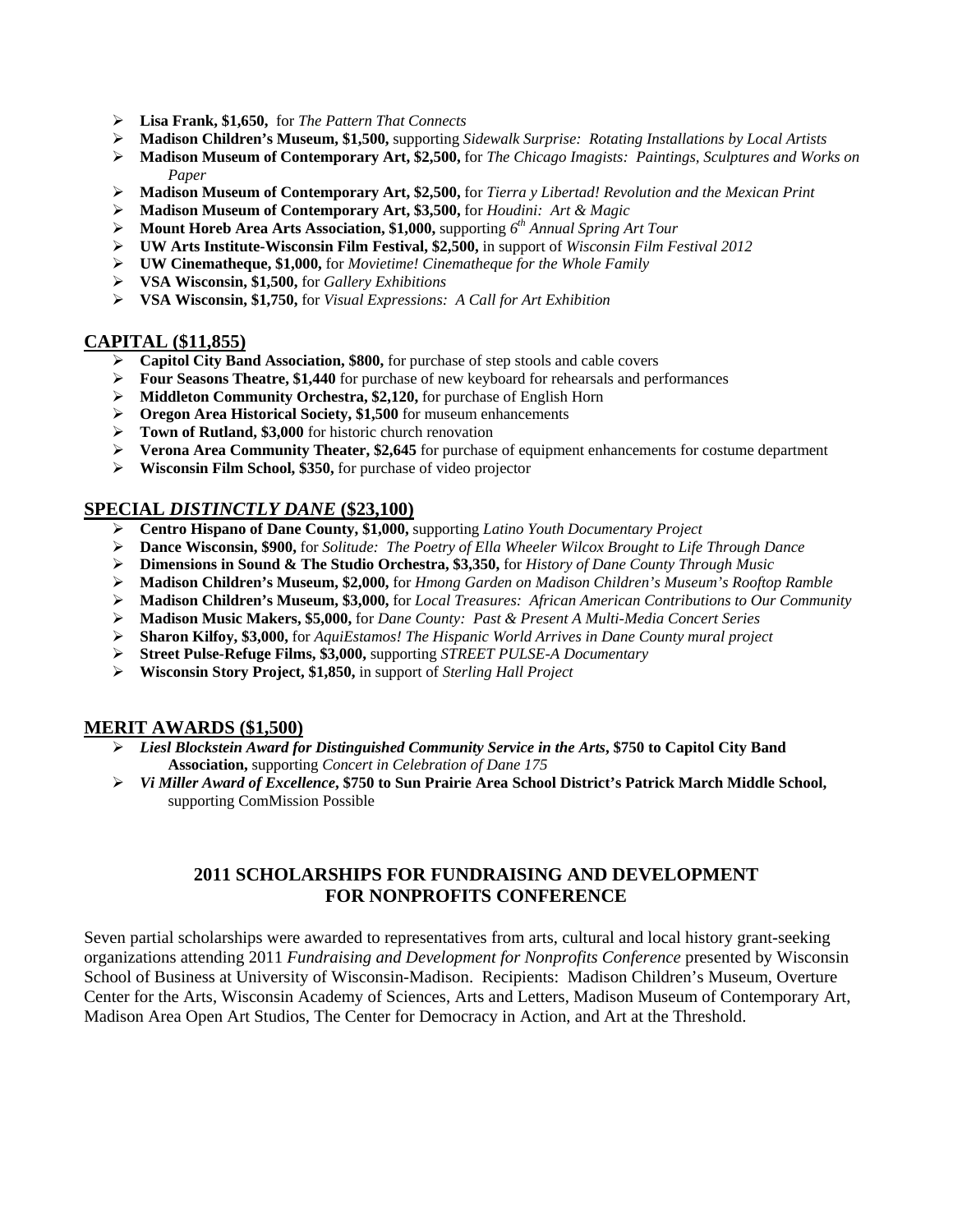- **Lisa Frank, $1,650,** for *The Pattern That Connects*
- **Madison Children's Museum, $1,500,** supporting *Sidewalk Surprise: Rotating Installations by Local Artists*
- **Madison Museum of Contemporary Art, $2,500,** for *The Chicago Imagists: Paintings, Sculptures and Works on Paper*
- **Madison Museum of Contemporary Art, $2,500,** for *Tierra y Libertad! Revolution and the Mexican Print*
- **Madison Museum of Contemporary Art, $3,500,** for *Houdini: Art & Magic*
- **Mount Horeb Area Arts Association, $1,000,** supporting *6th Annual Spring Art Tour*
- **UW Arts Institute-Wisconsin Film Festival, $2,500,** in support of *Wisconsin Film Festival 2012*
- **UW Cinematheque, $1,000,** for *Movietime! Cinematheque for the Whole Family*
- **VSA Wisconsin, $1,500,** for *Gallery Exhibitions*
- **VSA Wisconsin, $1,750,** for *Visual Expressions: A Call for Art Exhibition*

## CAPITAL ($11,855)

- **Capitol City Band Association, $800,** for purchase of step stools and cable covers
- **Four Seasons Theatre, $1,440** for purchase of new keyboard for rehearsals and performances
- **Middleton Community Orchestra, $2,120,** for purchase of English Horn
- **Oregon Area Historical Society, $1,500** for museum enhancements
- **Town of Rutland, $3,000** for historic church renovation
- **Verona Area Community Theater, $2,645** for purchase of equipment enhancements for costume department
- **Wisconsin Film School, $350,** for purchase of video projector

## SPECIAL *DISTINCTLY DANE* ($23,100)

- **Centro Hispano of Dane County, $1,000,** supporting *Latino Youth Documentary Project*
- **Dance Wisconsin, $900,** for *Solitude: The Poetry of Ella Wheeler Wilcox Brought to Life Through Dance*
- **Dimensions in Sound & The Studio Orchestra, $3,350,** for *History of Dane County Through Music*
- **Madison Children's Museum, $2,000,** for *Hmong Garden on Madison Children's Museum's Rooftop Ramble*
- **Madison Children's Museum, $3,000,** for *Local Treasures: African American Contributions to Our Community*
- **Madison Music Makers, $5,000,** for *Dane County: Past & Present A Multi-Media Concert Series*
- **Sharon Kilfoy, $3,000,** for *AquiEstamos! The Hispanic World Arrives in Dane County mural project*
- **Street Pulse-Refuge Films, $3,000,** supporting *STREET PULSE-A Documentary*
- **Wisconsin Story Project, $1,850,** in support of *Sterling Hall Project*

## MERIT AWARDS ($1,500)

- ***Liesl Blockstein Award for Distinguished Community Service in the Arts*, $750 to Capitol City Band Association,** supporting *Concert in Celebration of Dane 175*
- ***Vi Miller Award of Excellence*, $750 to Sun Prairie Area School District's Patrick March Middle School,** supporting ComMission Possible

## 2011 SCHOLARSHIPS FOR FUNDRAISING AND DEVELOPMENT FOR NONPROFITS CONFERENCE

Seven partial scholarships were awarded to representatives from arts, cultural and local history grant-seeking organizations attending 2011 *Fundraising and Development for Nonprofits Conference* presented by Wisconsin School of Business at University of Wisconsin-Madison. Recipients: Madison Children's Museum, Overture Center for the Arts, Wisconsin Academy of Sciences, Arts and Letters, Madison Museum of Contemporary Art, Madison Area Open Art Studios, The Center for Democracy in Action, and Art at the Threshold.